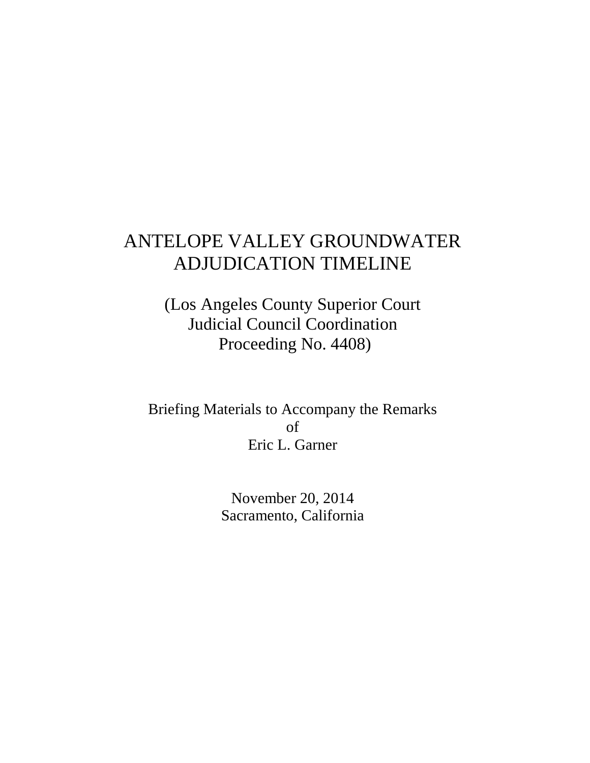# ANTELOPE VALLEY GROUNDWATER ADJUDICATION TIMELINE

(Los Angeles County Superior Court
Judicial Council Coordination
Proceeding No. 4408)

Briefing Materials to Accompany the Remarks
of
Eric L. Garner

November 20, 2014
Sacramento, California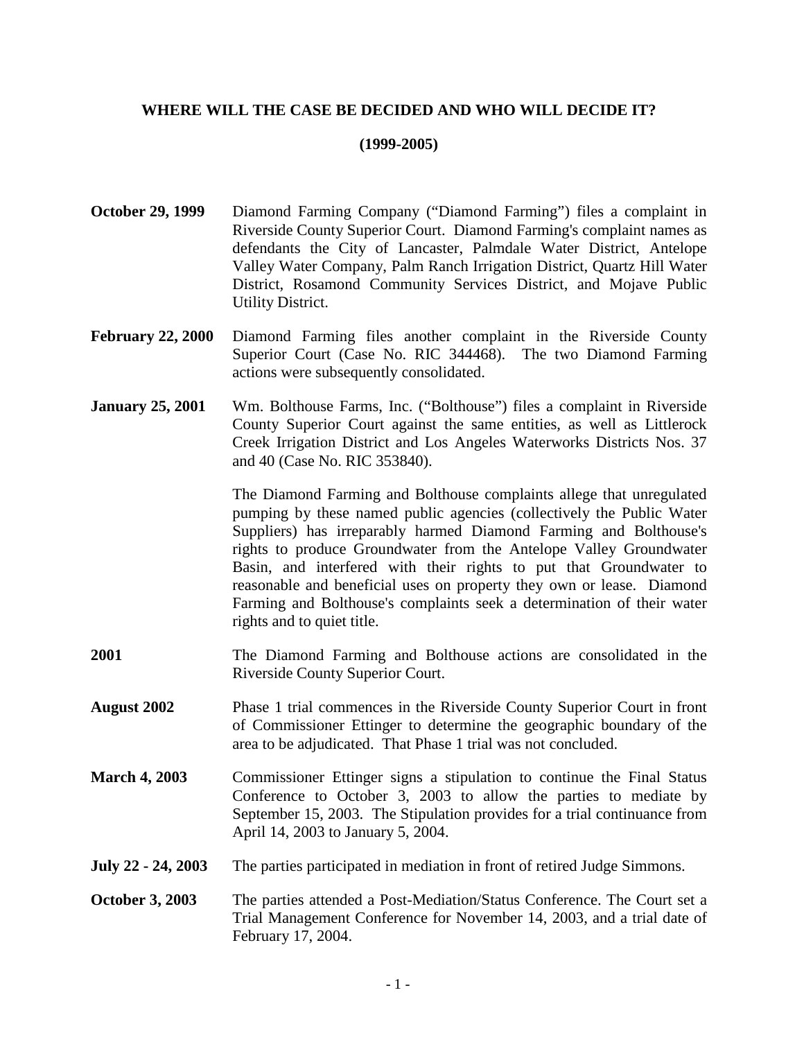**WHERE WILL THE CASE BE DECIDED AND WHO WILL DECIDE IT?**

**(1999-2005)**

**October 29, 1999** Diamond Farming Company ("Diamond Farming") files a complaint in Riverside County Superior Court. Diamond Farming's complaint names as defendants the City of Lancaster, Palmdale Water District, Antelope Valley Water Company, Palm Ranch Irrigation District, Quartz Hill Water District, Rosamond Community Services District, and Mojave Public Utility District.

**February 22, 2000** Diamond Farming files another complaint in the Riverside County Superior Court (Case No. RIC 344468). The two Diamond Farming actions were subsequently consolidated.

**January 25, 2001** Wm. Bolthouse Farms, Inc. ("Bolthouse") files a complaint in Riverside County Superior Court against the same entities, as well as Littlerock Creek Irrigation District and Los Angeles Waterworks Districts Nos. 37 and 40 (Case No. RIC 353840).

The Diamond Farming and Bolthouse complaints allege that unregulated pumping by these named public agencies (collectively the Public Water Suppliers) has irreparably harmed Diamond Farming and Bolthouse's rights to produce Groundwater from the Antelope Valley Groundwater Basin, and interfered with their rights to put that Groundwater to reasonable and beneficial uses on property they own or lease. Diamond Farming and Bolthouse's complaints seek a determination of their water rights and to quiet title.

**2001** The Diamond Farming and Bolthouse actions are consolidated in the Riverside County Superior Court.

**August 2002** Phase 1 trial commences in the Riverside County Superior Court in front of Commissioner Ettinger to determine the geographic boundary of the area to be adjudicated. That Phase 1 trial was not concluded.

**March 4, 2003** Commissioner Ettinger signs a stipulation to continue the Final Status Conference to October 3, 2003 to allow the parties to mediate by September 15, 2003. The Stipulation provides for a trial continuance from April 14, 2003 to January 5, 2004.

**July 22 - 24, 2003** The parties participated in mediation in front of retired Judge Simmons.

**October 3, 2003** The parties attended a Post-Mediation/Status Conference. The Court set a Trial Management Conference for November 14, 2003, and a trial date of February 17, 2004.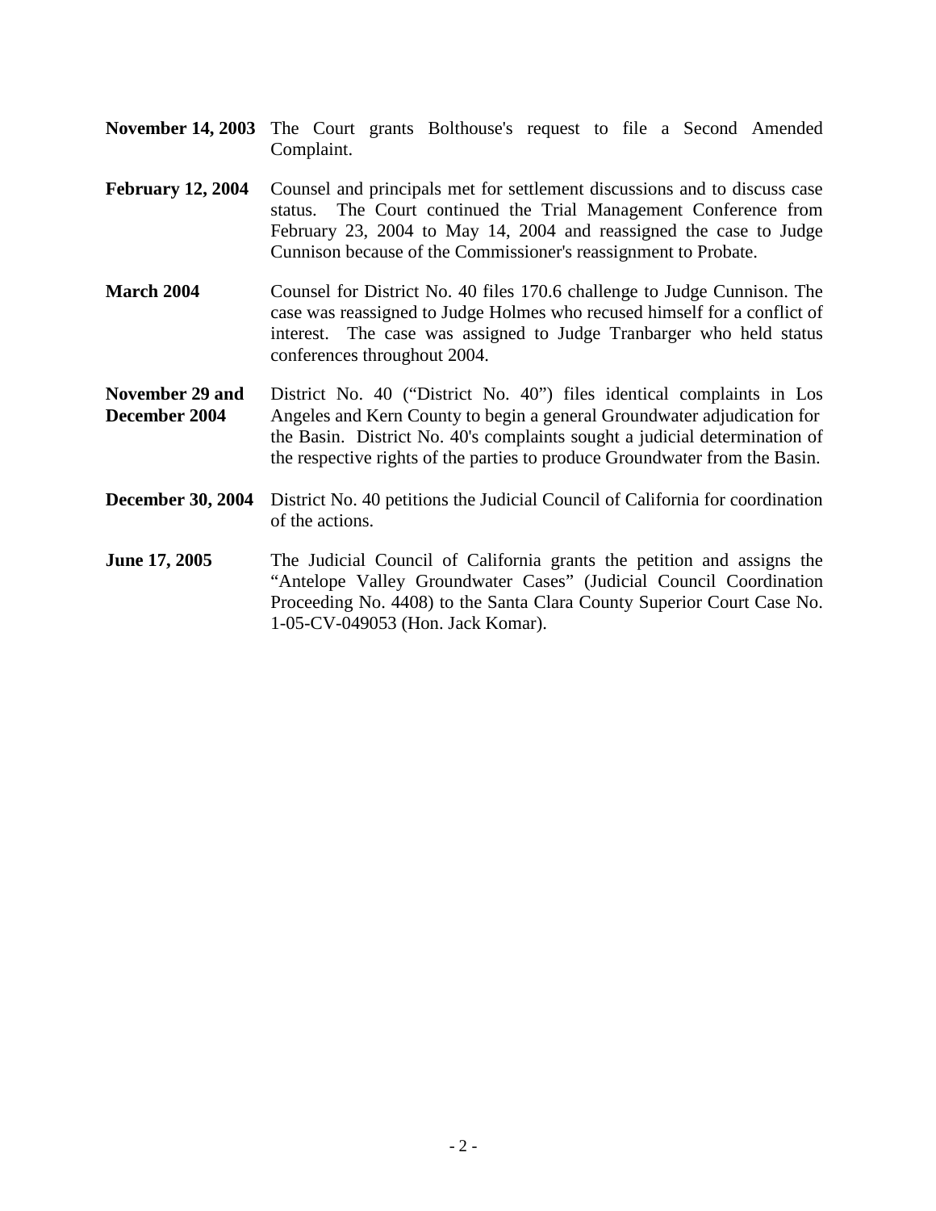**November 14, 2003** The Court grants Bolthouse's request to file a Second Amended Complaint.

**February 12, 2004** Counsel and principals met for settlement discussions and to discuss case status. The Court continued the Trial Management Conference from February 23, 2004 to May 14, 2004 and reassigned the case to Judge Cunnison because of the Commissioner's reassignment to Probate.

**March 2004** Counsel for District No. 40 files 170.6 challenge to Judge Cunnison. The case was reassigned to Judge Holmes who recused himself for a conflict of interest. The case was assigned to Judge Tranbarger who held status conferences throughout 2004.

**November 29 and December 2004** District No. 40 ("District No. 40") files identical complaints in Los Angeles and Kern County to begin a general Groundwater adjudication for the Basin. District No. 40's complaints sought a judicial determination of the respective rights of the parties to produce Groundwater from the Basin.

**December 30, 2004** District No. 40 petitions the Judicial Council of California for coordination of the actions.

**June 17, 2005** The Judicial Council of California grants the petition and assigns the "Antelope Valley Groundwater Cases" (Judicial Council Coordination Proceeding No. 4408) to the Santa Clara County Superior Court Case No. 1-05-CV-049053 (Hon. Jack Komar).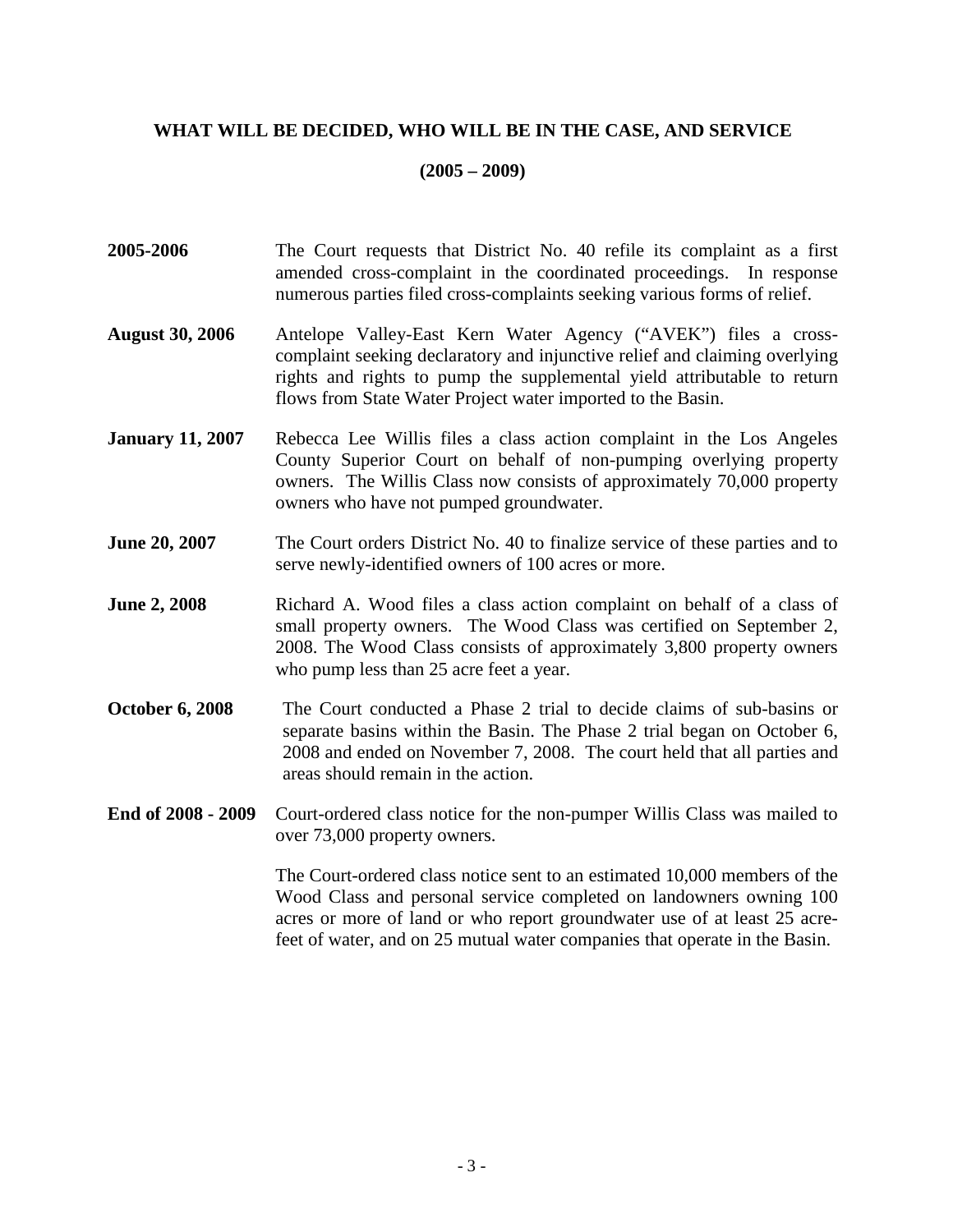## WHAT WILL BE DECIDED, WHO WILL BE IN THE CASE, AND SERVICE

## (2005 – 2009)

**2005-2006** The Court requests that District No. 40 refile its complaint as a first amended cross-complaint in the coordinated proceedings. In response numerous parties filed cross-complaints seeking various forms of relief.

**August 30, 2006** Antelope Valley-East Kern Water Agency ("AVEK") files a cross-complaint seeking declaratory and injunctive relief and claiming overlying rights and rights to pump the supplemental yield attributable to return flows from State Water Project water imported to the Basin.

**January 11, 2007** Rebecca Lee Willis files a class action complaint in the Los Angeles County Superior Court on behalf of non-pumping overlying property owners. The Willis Class now consists of approximately 70,000 property owners who have not pumped groundwater.

**June 20, 2007** The Court orders District No. 40 to finalize service of these parties and to serve newly-identified owners of 100 acres or more.

**June 2, 2008** Richard A. Wood files a class action complaint on behalf of a class of small property owners. The Wood Class was certified on September 2, 2008. The Wood Class consists of approximately 3,800 property owners who pump less than 25 acre feet a year.

**October 6, 2008** The Court conducted a Phase 2 trial to decide claims of sub-basins or separate basins within the Basin. The Phase 2 trial began on October 6, 2008 and ended on November 7, 2008. The court held that all parties and areas should remain in the action.

**End of 2008 - 2009** Court-ordered class notice for the non-pumper Willis Class was mailed to over 73,000 property owners.

The Court-ordered class notice sent to an estimated 10,000 members of the Wood Class and personal service completed on landowners owning 100 acres or more of land or who report groundwater use of at least 25 acre-feet of water, and on 25 mutual water companies that operate in the Basin.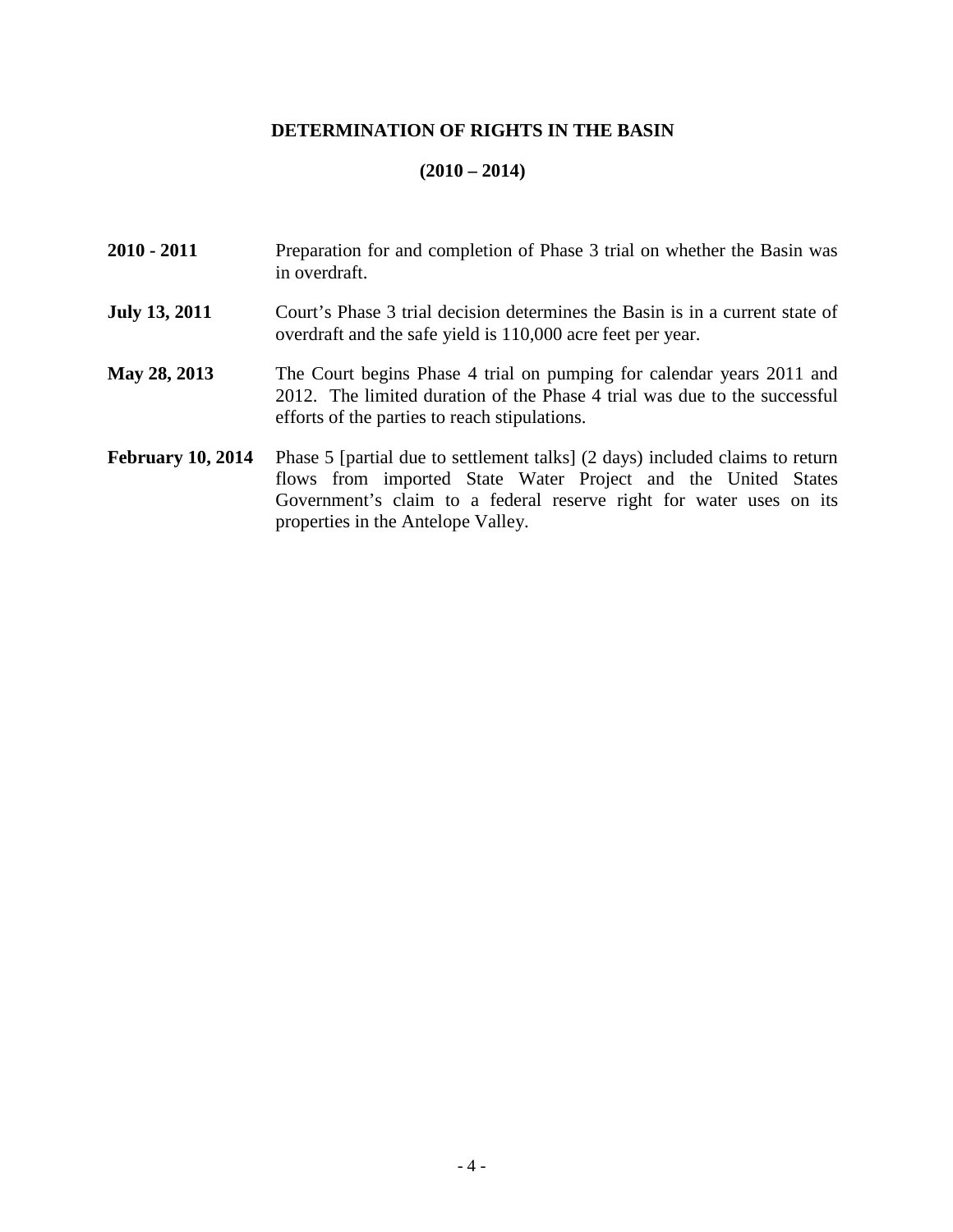## DETERMINATION OF RIGHTS IN THE BASIN

## (2010 – 2014)

**2010 - 2011** Preparation for and completion of Phase 3 trial on whether the Basin was in overdraft.

**July 13, 2011** Court's Phase 3 trial decision determines the Basin is in a current state of overdraft and the safe yield is 110,000 acre feet per year.

**May 28, 2013** The Court begins Phase 4 trial on pumping for calendar years 2011 and 2012. The limited duration of the Phase 4 trial was due to the successful efforts of the parties to reach stipulations.

**February 10, 2014** Phase 5 [partial due to settlement talks] (2 days) included claims to return flows from imported State Water Project and the United States Government's claim to a federal reserve right for water uses on its properties in the Antelope Valley.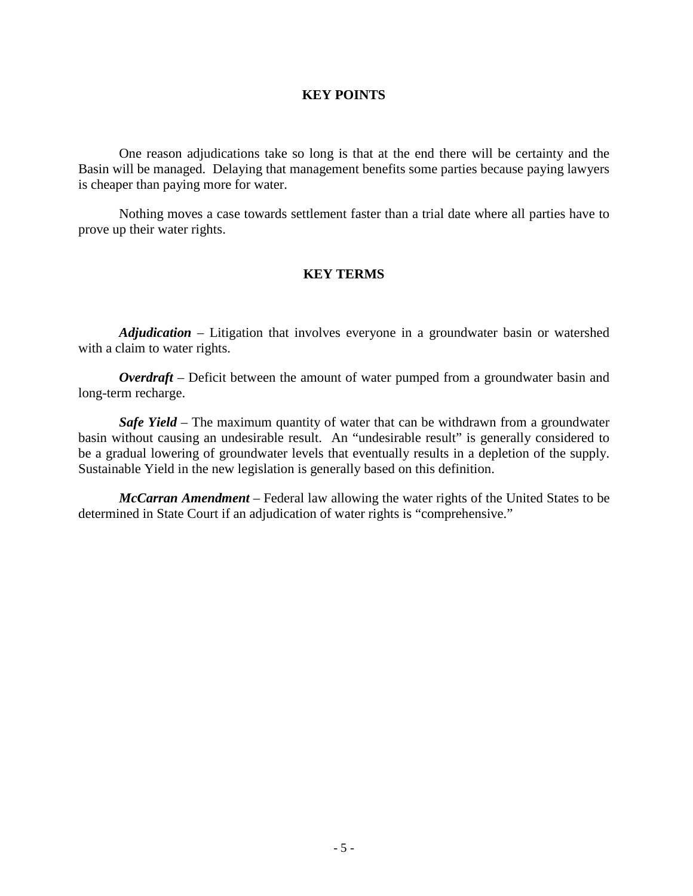## KEY POINTS

One reason adjudications take so long is that at the end there will be certainty and the Basin will be managed. Delaying that management benefits some parties because paying lawyers is cheaper than paying more for water.

Nothing moves a case towards settlement faster than a trial date where all parties have to prove up their water rights.

## KEY TERMS

***Adjudication*** – Litigation that involves everyone in a groundwater basin or watershed with a claim to water rights.

***Overdraft*** – Deficit between the amount of water pumped from a groundwater basin and long-term recharge.

***Safe Yield*** – The maximum quantity of water that can be withdrawn from a groundwater basin without causing an undesirable result. An "undesirable result" is generally considered to be a gradual lowering of groundwater levels that eventually results in a depletion of the supply. Sustainable Yield in the new legislation is generally based on this definition.

***McCarran Amendment*** – Federal law allowing the water rights of the United States to be determined in State Court if an adjudication of water rights is "comprehensive."